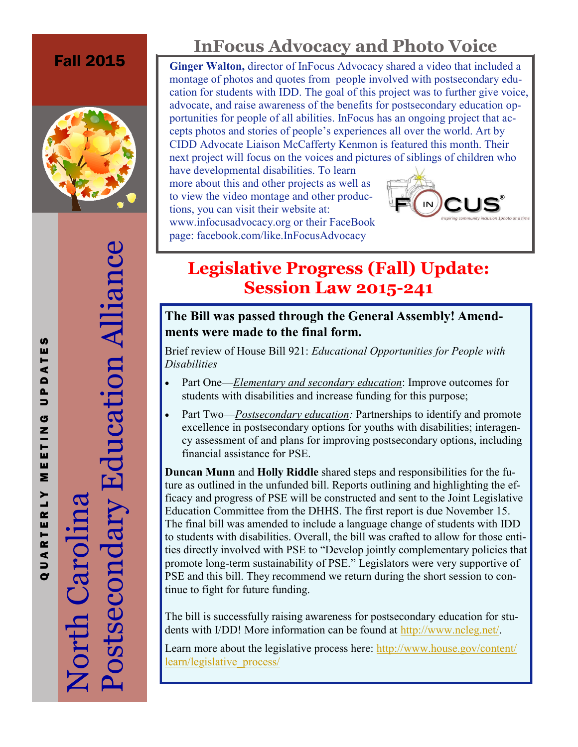Fall 2015

QUARTERLY MEETING UPDATES

# North Carolina Postsecondary Education Alliance

## InFocus Advocacy and Photo Voice

**Ginger Walton,** director of InFocus Advocacy shared a video that included a montage of photos and quotes from people involved with postsecondary education for students with IDD. The goal of this project was to further give voice, advocate, and raise awareness of the benefits for postsecondary education opportunities for people of all abilities. InFocus has an ongoing project that accepts photos and stories of people's experiences all over the world. Art by CIDD Advocate Liaison McCafferty Kenmon is featured this month. Their next project will focus on the voices and pictures of siblings of children who have developmental disabilities. To learn more about this and other projects as well as to view the video montage and other productions, you can visit their website at: www.infocusadvocacy.org or their FaceBook page: facebook.com/like.InFocusAdvocacy

F IN CUS® — Inspiring community inclusion 1photo at a time.

## Legislative Progress (Fall) Update: Session Law 2015-241

**The Bill was passed through the General Assembly! Amendments were made to the final form.**

Brief review of House Bill 921: *Educational Opportunities for People with Disabilities*

- Part One—*Elementary and secondary education*: Improve outcomes for students with disabilities and increase funding for this purpose;
- Part Two—*Postsecondary education:* Partnerships to identify and promote excellence in postsecondary options for youths with disabilities; interagency assessment of and plans for improving postsecondary options, including financial assistance for PSE.

**Duncan Munn** and **Holly Riddle** shared steps and responsibilities for the future as outlined in the unfunded bill. Reports outlining and highlighting the efficacy and progress of PSE will be constructed and sent to the Joint Legislative Education Committee from the DHHS. The first report is due November 15. The final bill was amended to include a language change of students with IDD to students with disabilities. Overall, the bill was crafted to allow for those entities directly involved with PSE to "Develop jointly complementary policies that promote long-term sustainability of PSE." Legislators were very supportive of PSE and this bill. They recommend we return during the short session to continue to fight for future funding.

The bill is successfully raising awareness for postsecondary education for students with I/DD! More information can be found at http://www.ncleg.net/.

Learn more about the legislative process here: http://www.house.gov/content/learn/legislative_process/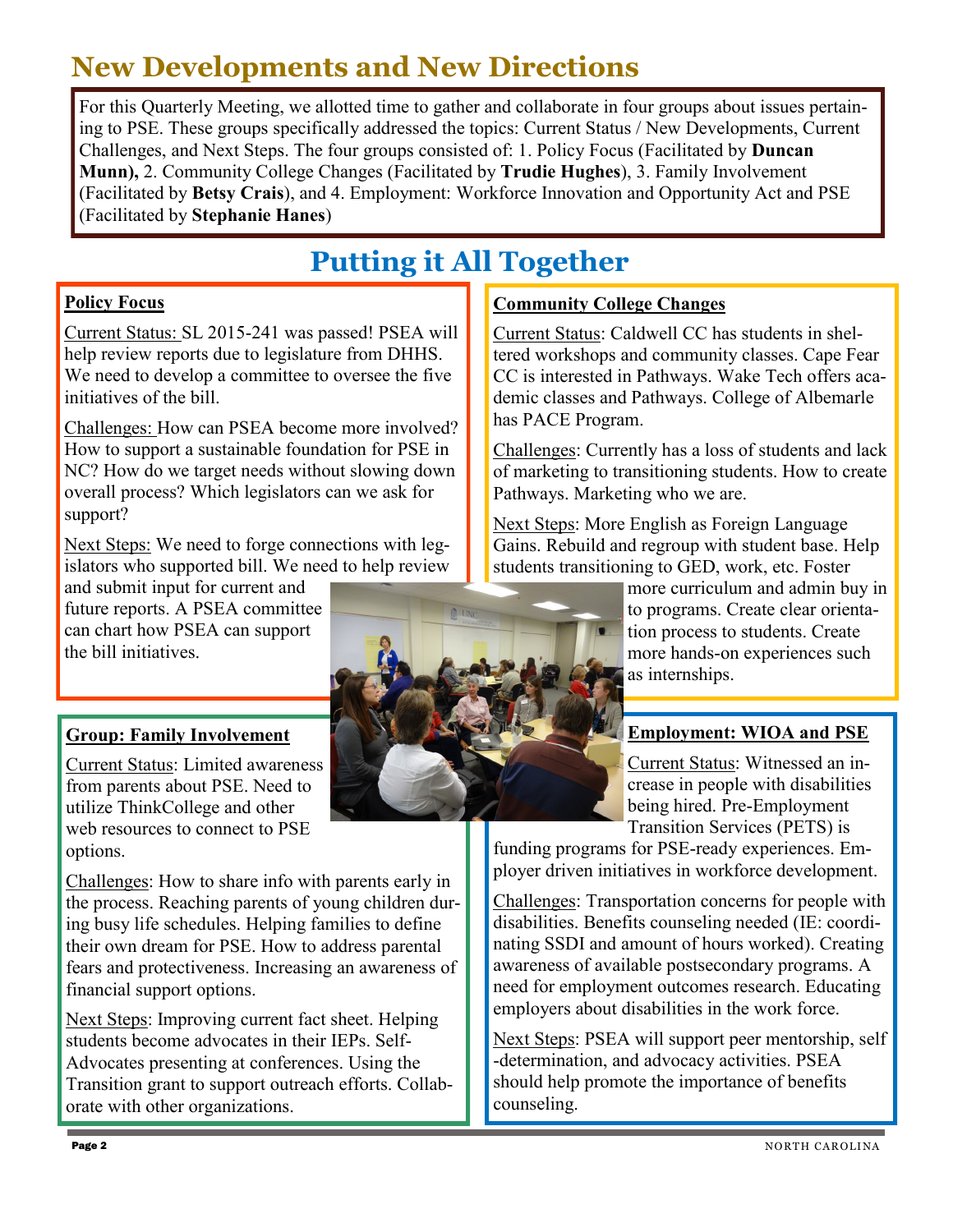# New Developments and New Directions

For this Quarterly Meeting, we allotted time to gather and collaborate in four groups about issues pertaining to PSE. These groups specifically addressed the topics: Current Status / New Developments, Current Challenges, and Next Steps. The four groups consisted of: 1. Policy Focus (Facilitated by **Duncan Munn),** 2. Community College Changes (Facilitated by **Trudie Hughes**), 3. Family Involvement (Facilitated by **Betsy Crais**), and 4. Employment: Workforce Innovation and Opportunity Act and PSE (Facilitated by **Stephanie Hanes**)

# Putting it All Together

## Policy Focus

Current Status: SL 2015-241 was passed! PSEA will help review reports due to legislature from DHHS. We need to develop a committee to oversee the five initiatives of the bill.

Challenges: How can PSEA become more involved? How to support a sustainable foundation for PSE in NC? How do we target needs without slowing down overall process? Which legislators can we ask for support?

Next Steps: We need to forge connections with legislators who supported bill. We need to help review and submit input for current and future reports. A PSEA committee can chart how PSEA can support the bill initiatives.

## Community College Changes

Current Status: Caldwell CC has students in sheltered workshops and community classes. Cape Fear CC is interested in Pathways. Wake Tech offers academic classes and Pathways. College of Albemarle has PACE Program.

Challenges: Currently has a loss of students and lack of marketing to transitioning students. How to create Pathways. Marketing who we are.

Next Steps: More English as Foreign Language Gains. Rebuild and regroup with student base. Help students transitioning to GED, work, etc. Foster more curriculum and admin buy in to programs. Create clear orientation process to students. Create more hands-on experiences such as internships.

## Group: Family Involvement

Current Status: Limited awareness from parents about PSE. Need to utilize ThinkCollege and other web resources to connect to PSE options.

Challenges: How to share info with parents early in the process. Reaching parents of young children during busy life schedules. Helping families to define their own dream for PSE. How to address parental fears and protectiveness. Increasing an awareness of financial support options.

Next Steps: Improving current fact sheet. Helping students become advocates in their IEPs. Self-Advocates presenting at conferences. Using the Transition grant to support outreach efforts. Collaborate with other organizations.

## Employment: WIOA and PSE

Current Status: Witnessed an increase in people with disabilities being hired. Pre-Employment Transition Services (PETS) is funding programs for PSE-ready experiences. Employer driven initiatives in workforce development.

Challenges: Transportation concerns for people with disabilities. Benefits counseling needed (IE: coordinating SSDI and amount of hours worked). Creating awareness of available postsecondary programs. A need for employment outcomes research. Educating employers about disabilities in the work force.

Next Steps: PSEA will support peer mentorship, self-determination, and advocacy activities. PSEA should help promote the importance of benefits counseling.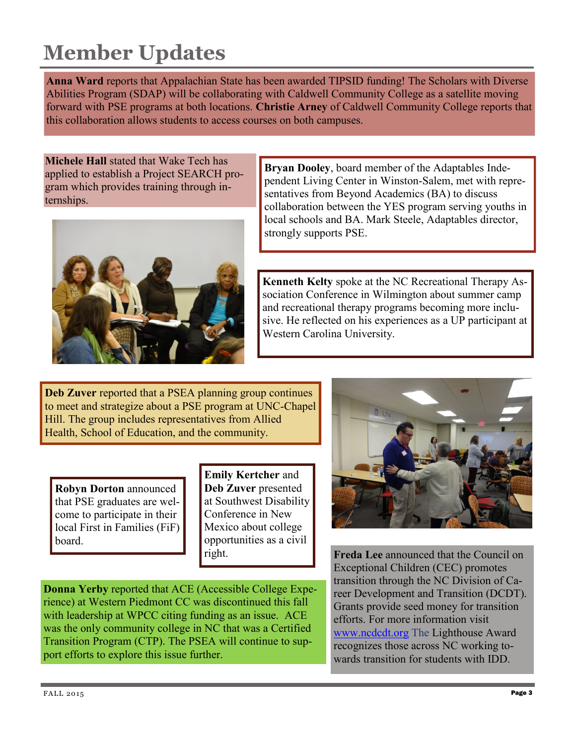# Member Updates

**Anna Ward** reports that Appalachian State has been awarded TIPSID funding! The Scholars with Diverse Abilities Program (SDAP) will be collaborating with Caldwell Community College as a satellite moving forward with PSE programs at both locations. **Christie Arney** of Caldwell Community College reports that this collaboration allows students to access courses on both campuses.

**Michele Hall** stated that Wake Tech has applied to establish a Project SEARCH program which provides training through internships.

**Bryan Dooley**, board member of the Adaptables Independent Living Center in Winston-Salem, met with representatives from Beyond Academics (BA) to discuss collaboration between the YES program serving youths in local schools and BA. Mark Steele, Adaptables director, strongly supports PSE.

**Kenneth Kelty** spoke at the NC Recreational Therapy Association Conference in Wilmington about summer camp and recreational therapy programs becoming more inclusive. He reflected on his experiences as a UP participant at Western Carolina University.

**Deb Zuver** reported that a PSEA planning group continues to meet and strategize about a PSE program at UNC-Chapel Hill. The group includes representatives from Allied Health, School of Education, and the community.

**Robyn Dorton** announced that PSE graduates are welcome to participate in their local First in Families (FiF) board.

**Emily Kertcher** and **Deb Zuver** presented at Southwest Disability Conference in New Mexico about college opportunities as a civil right.

**Donna Yerby** reported that ACE (Accessible College Experience) at Western Piedmont CC was discontinued this fall with leadership at WPCC citing funding as an issue. ACE was the only community college in NC that was a Certified Transition Program (CTP). The PSEA will continue to support efforts to explore this issue further.

**Freda Lee** announced that the Council on Exceptional Children (CEC) promotes transition through the NC Division of Career Development and Transition (DCDT). Grants provide seed money for transition efforts. For more information visit www.ncdcdt.org The Lighthouse Award recognizes those across NC working towards transition for students with IDD.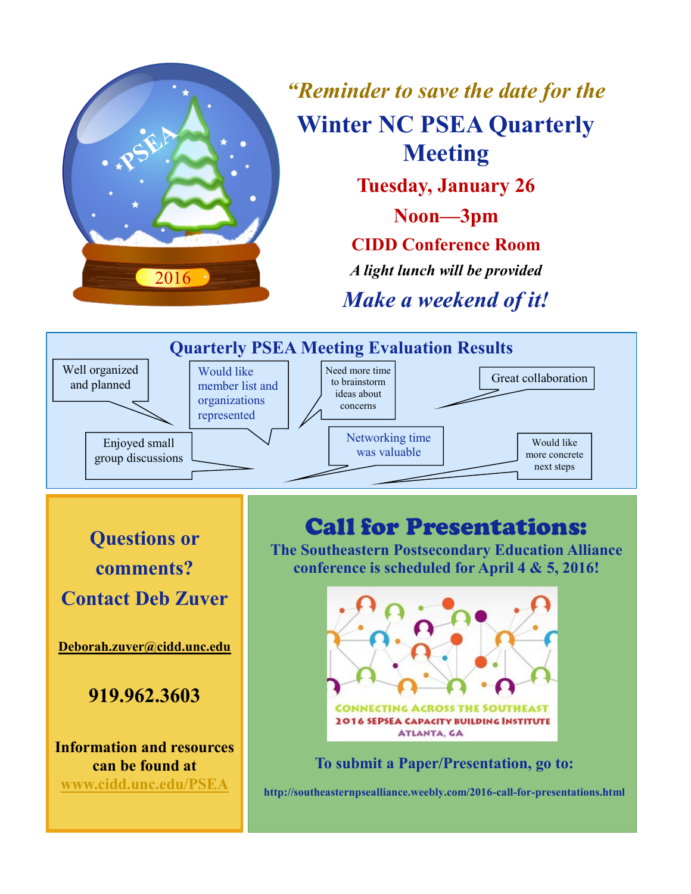*"Reminder to save the date for the*

# Winter NC PSEA Quarterly Meeting

**Tuesday, January 26**

**Noon—3pm**

**CIDD Conference Room**

***A light lunch will be provided***

***Make a weekend of it!***

## Quarterly PSEA Meeting Evaluation Results

- Well organized and planned
- Would like member list and organizations represented
- Need more time to brainstorm ideas about concerns
- Great collaboration
- Enjoyed small group discussions
- Networking time was valuable
- Would like more concrete next steps

## Questions or comments? Contact Deb Zuver

**Deborah.zuver@cidd.unc.edu**

**919.962.3603**

**Information and resources can be found at [www.cidd.unc.edu/PSEA](www.cidd.unc.edu/PSEA)**

## Call for Presentations:

**The Southeastern Postsecondary Education Alliance conference is scheduled for April 4 & 5, 2016!**

CONNECTING ACROSS THE SOUTHEAST
2016 SEPSEA CAPACITY BUILDING INSTITUTE
ATLANTA, GA

**To submit a Paper/Presentation, go to:**

**http://southeasternpsealliance.weebly.com/2016-call-for-presentations.html**